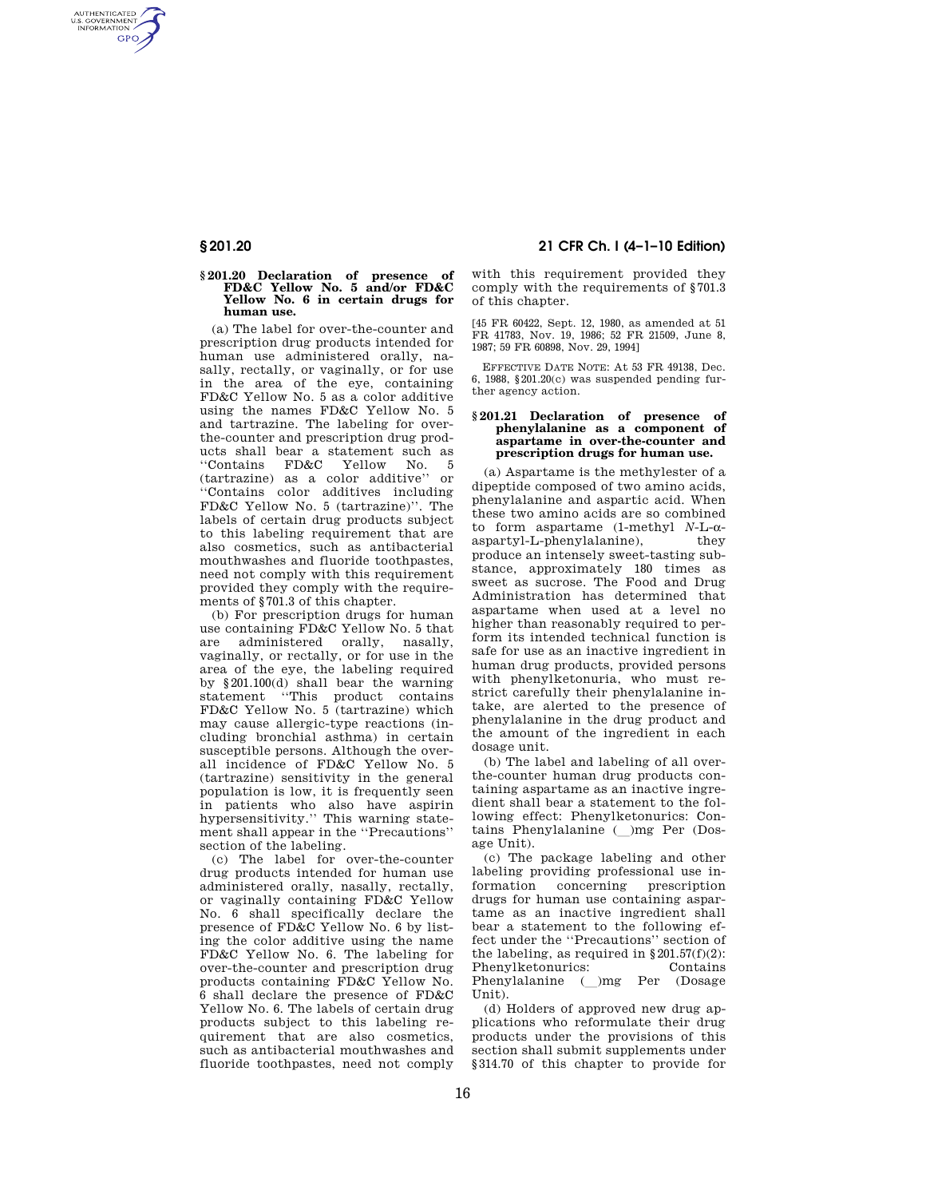## § 201.20 Declaration of presence of FD&C Yellow No. 5 and/or FD&C Yellow No. 6 in certain drugs for human use.

(a) The label for over-the-counter and prescription drug products intended for human use administered orally, nasally, rectally, or vaginally, or for use in the area of the eye, containing FD&C Yellow No. 5 as a color additive using the names FD&C Yellow No. 5 and tartrazine. The labeling for over-the-counter and prescription drug products shall bear a statement such as ''Contains FD&C Yellow No. 5 (tartrazine) as a color additive'' or ''Contains color additives including FD&C Yellow No. 5 (tartrazine)''. The labels of certain drug products subject to this labeling requirement that are also cosmetics, such as antibacterial mouthwashes and fluoride toothpastes, need not comply with this requirement provided they comply with the requirements of § 701.3 of this chapter.

(b) For prescription drugs for human use containing FD&C Yellow No. 5 that are administered orally, nasally, vaginally, or rectally, or for use in the area of the eye, the labeling required by § 201.100(d) shall bear the warning statement ''This product contains FD&C Yellow No. 5 (tartrazine) which may cause allergic-type reactions (including bronchial asthma) in certain susceptible persons. Although the overall incidence of FD&C Yellow No. 5 (tartrazine) sensitivity in the general population is low, it is frequently seen in patients who also have aspirin hypersensitivity.'' This warning statement shall appear in the ''Precautions'' section of the labeling.

(c) The label for over-the-counter drug products intended for human use administered orally, nasally, rectally, or vaginally containing FD&C Yellow No. 6 shall specifically declare the presence of FD&C Yellow No. 6 by listing the color additive using the name FD&C Yellow No. 6. The labeling for over-the-counter and prescription drug products containing FD&C Yellow No. 6 shall declare the presence of FD&C Yellow No. 6. The labels of certain drug products subject to this labeling requirement that are also cosmetics, such as antibacterial mouthwashes and fluoride toothpastes, need not comply with this requirement provided they comply with the requirements of § 701.3 of this chapter.

[45 FR 60422, Sept. 12, 1980, as amended at 51 FR 41783, Nov. 19, 1986; 52 FR 21509, June 8, 1987; 59 FR 60898, Nov. 29, 1994]

EFFECTIVE DATE NOTE: At 53 FR 49138, Dec. 6, 1988, § 201.20(c) was suspended pending further agency action.

## § 201.21 Declaration of presence of phenylalanine as a component of aspartame in over-the-counter and prescription drugs for human use.

(a) Aspartame is the methylester of a dipeptide composed of two amino acids, phenylalanine and aspartic acid. When these two amino acids are so combined to form aspartame (1-methyl *N*-L-α-aspartyl-L-phenylalanine), they produce an intensely sweet-tasting substance, approximately 180 times as sweet as sucrose. The Food and Drug Administration has determined that aspartame when used at a level no higher than reasonably required to perform its intended technical function is safe for use as an inactive ingredient in human drug products, provided persons with phenylketonuria, who must restrict carefully their phenylalanine intake, are alerted to the presence of phenylalanine in the drug product and the amount of the ingredient in each dosage unit.

(b) The label and labeling of all over-the-counter human drug products containing aspartame as an inactive ingredient shall bear a statement to the following effect: Phenylketonurics: Contains Phenylalanine (__)mg Per (Dosage Unit).

(c) The package labeling and other labeling providing professional use information concerning prescription drugs for human use containing aspartame as an inactive ingredient shall bear a statement to the following effect under the ''Precautions'' section of the labeling, as required in § 201.57(f)(2): Phenylketonurics: Contains Phenylalanine (__)mg Per (Dosage Unit).

(d) Holders of approved new drug applications who reformulate their drug products under the provisions of this section shall submit supplements under § 314.70 of this chapter to provide for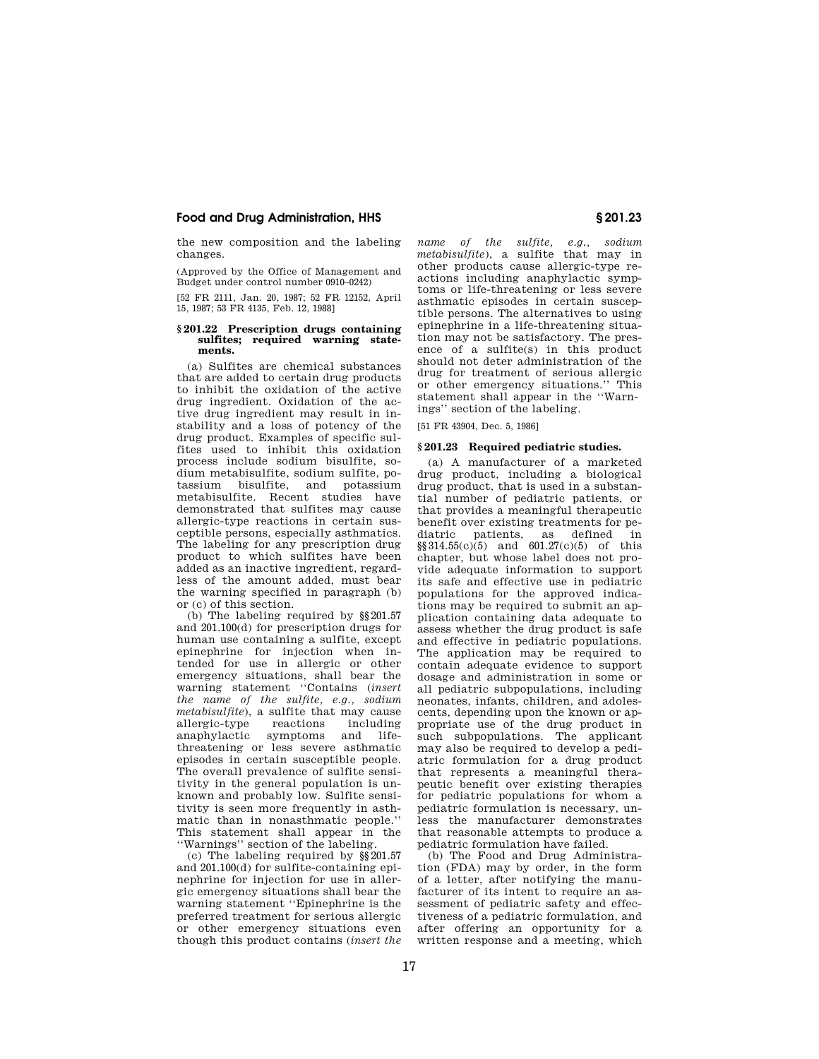the new composition and the labeling changes.

(Approved by the Office of Management and Budget under control number 0910–0242)

[52 FR 2111, Jan. 20, 1987; 52 FR 12152, April 15, 1987; 53 FR 4135, Feb. 12, 1988]

### § 201.22 Prescription drugs containing sulfites; required warning statements.

(a) Sulfites are chemical substances that are added to certain drug products to inhibit the oxidation of the active drug ingredient. Oxidation of the active drug ingredient may result in instability and a loss of potency of the drug product. Examples of specific sulfites used to inhibit this oxidation process include sodium bisulfite, sodium metabisulfite, sodium sulfite, potassium bisulfite, and potassium metabisulfite. Recent studies have demonstrated that sulfites may cause allergic-type reactions in certain susceptible persons, especially asthmatics. The labeling for any prescription drug product to which sulfites have been added as an inactive ingredient, regardless of the amount added, must bear the warning specified in paragraph (b) or (c) of this section.

(b) The labeling required by §§ 201.57 and 201.100(d) for prescription drugs for human use containing a sulfite, except epinephrine for injection when intended for use in allergic or other emergency situations, shall bear the warning statement ''Contains (*insert the name of the sulfite, e.g., sodium metabisulfite*), a sulfite that may cause allergic-type reactions including anaphylactic symptoms and life-threatening or less severe asthmatic episodes in certain susceptible people. The overall prevalence of sulfite sensitivity in the general population is unknown and probably low. Sulfite sensitivity is seen more frequently in asthmatic than in nonasthmatic people.'' This statement shall appear in the ''Warnings'' section of the labeling.

(c) The labeling required by §§ 201.57 and 201.100(d) for sulfite-containing epinephrine for injection for use in allergic emergency situations shall bear the warning statement ''Epinephrine is the preferred treatment for serious allergic or other emergency situations even though this product contains (*insert the name of the sulfite, e.g., sodium metabisulfite*), a sulfite that may in other products cause allergic-type reactions including anaphylactic symptoms or life-threatening or less severe asthmatic episodes in certain susceptible persons. The alternatives to using epinephrine in a life-threatening situation may not be satisfactory. The presence of a sulfite(s) in this product should not deter administration of the drug for treatment of serious allergic or other emergency situations.'' This statement shall appear in the ''Warnings'' section of the labeling.

[51 FR 43904, Dec. 5, 1986]

### § 201.23 Required pediatric studies.

(a) A manufacturer of a marketed drug product, including a biological drug product, that is used in a substantial number of pediatric patients, or that provides a meaningful therapeutic benefit over existing treatments for pediatric patients, as defined in §§ 314.55(c)(5) and 601.27(c)(5) of this chapter, but whose label does not provide adequate information to support its safe and effective use in pediatric populations for the approved indications may be required to submit an application containing data adequate to assess whether the drug product is safe and effective in pediatric populations. The application may be required to contain adequate evidence to support dosage and administration in some or all pediatric subpopulations, including neonates, infants, children, and adolescents, depending upon the known or appropriate use of the drug product in such subpopulations. The applicant may also be required to develop a pediatric formulation for a drug product that represents a meaningful therapeutic benefit over existing therapies for pediatric populations for whom a pediatric formulation is necessary, unless the manufacturer demonstrates that reasonable attempts to produce a pediatric formulation have failed.

(b) The Food and Drug Administration (FDA) may by order, in the form of a letter, after notifying the manufacturer of its intent to require an assessment of pediatric safety and effectiveness of a pediatric formulation, and after offering an opportunity for a written response and a meeting, which